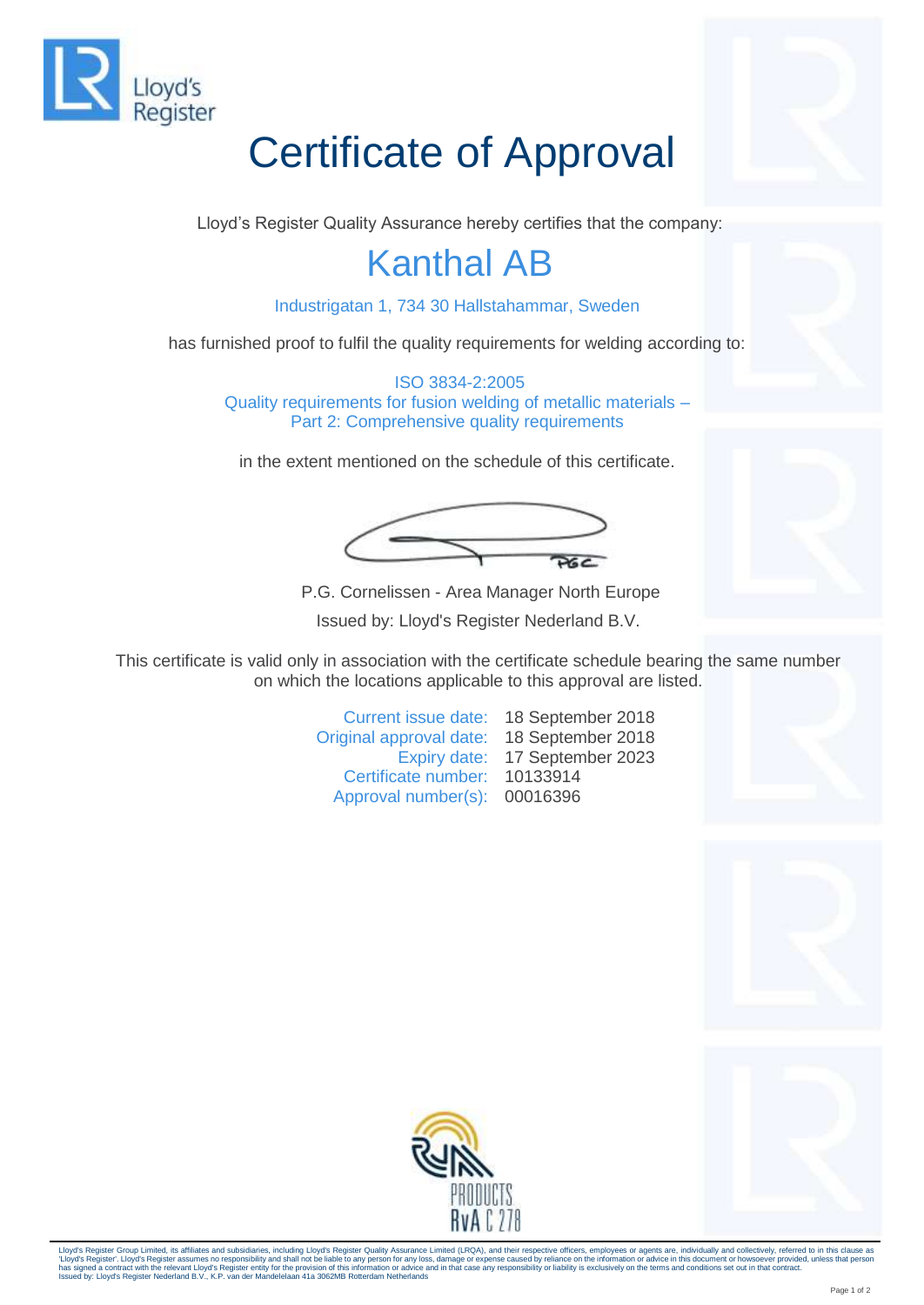Lloyd's Register

# Certificate of Approval

Lloyd's Register Quality Assurance hereby certifies that the company:

## Kanthal AB

Industrigatan 1, 734 30 Hallstahammar, Sweden

has furnished proof to fulfil the quality requirements for welding according to:

ISO 3834-2:2005
Quality requirements for fusion welding of metallic materials –
Part 2: Comprehensive quality requirements

in the extent mentioned on the schedule of this certificate.

P.G. Cornelissen - Area Manager North Europe

Issued by: Lloyd's Register Nederland B.V.

This certificate is valid only in association with the certificate schedule bearing the same number on which the locations applicable to this approval are listed.

| | |
|---|---|
| Current issue date: | 18 September 2018 |
| Original approval date: | 18 September 2018 |
| Expiry date: | 17 September 2023 |
| Certificate number: | 10133914 |
| Approval number(s): | 00016396 |

PRODUCTS
RvA C 278

Lloyd's Register Group Limited, its affiliates and subsidiaries, including Lloyd's Register Quality Assurance Limited (LRQA), and their respective officers, employees or agents are, individually and collectively, referred to in this clause as 'Lloyd's Register'. Lloyd's Register assumes no responsibility and shall not be liable to any person for any loss, damage or expense caused by reliance on the information or advice in this document or howsoever provided, unless that person has signed a contract with the relevant Lloyd's Register entity for the provision of this information or advice and in that case any responsibility or liability is exclusively on the terms and conditions set out in that contract.
Issued by: Lloyd's Register Nederland B.V., K.P. van der Mandelelaan 41a 3062MB Rotterdam Netherlands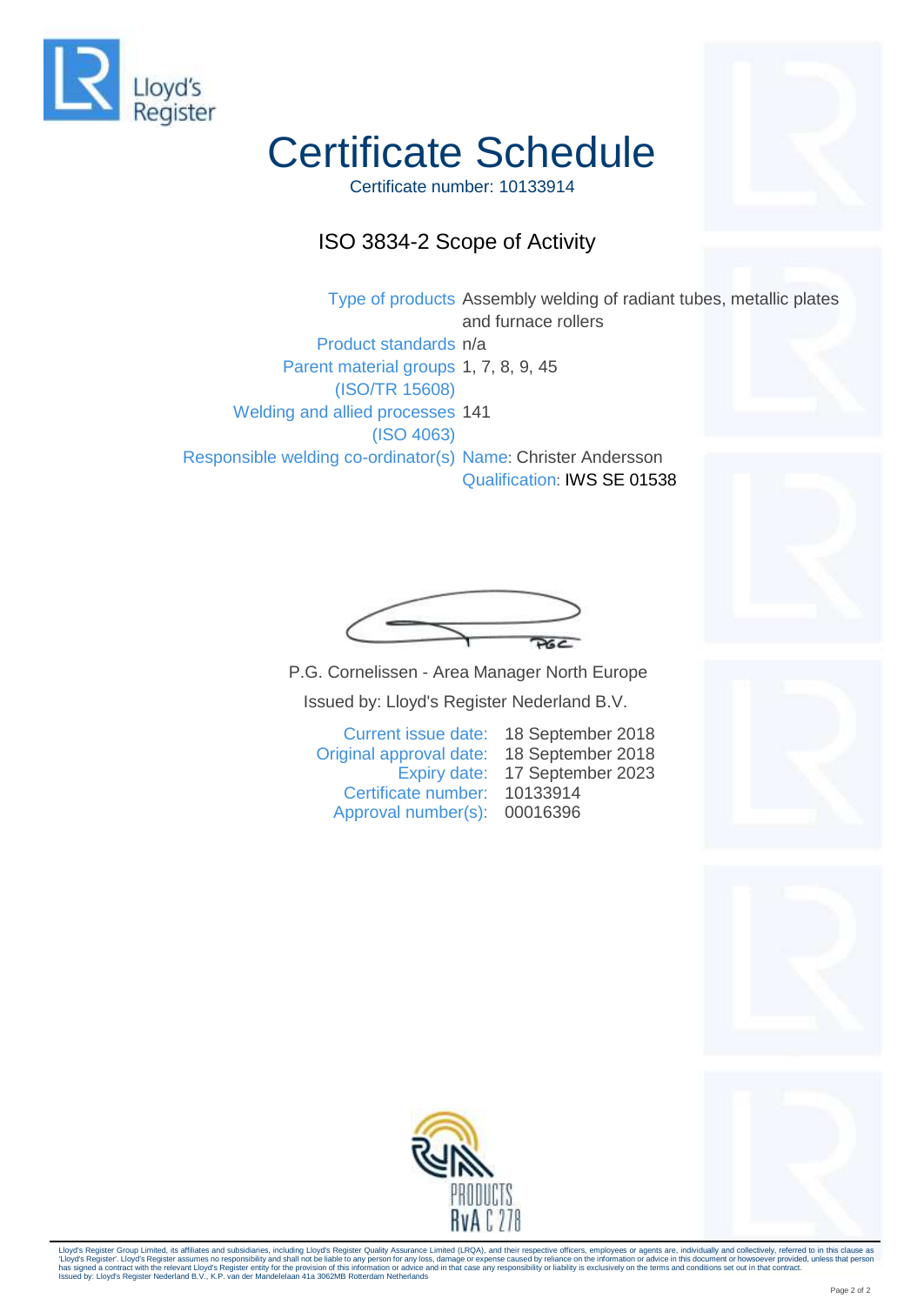Lloyd's Register

# Certificate Schedule

Certificate number: 10133914

## ISO 3834-2 Scope of Activity

| | |
|---|---|
| Type of products | Assembly welding of radiant tubes, metallic plates and furnace rollers |
| Product standards | n/a |
| Parent material groups (ISO/TR 15608) | 1, 7, 8, 9, 45 |
| Welding and allied processes (ISO 4063) | 141 |
| Responsible welding co-ordinator(s) | Name: Christer Andersson<br>Qualification: IWS SE 01538 |

P.G. Cornelissen - Area Manager North Europe

Issued by: Lloyd's Register Nederland B.V.

| | |
|---|---|
| Current issue date: | 18 September 2018 |
| Original approval date: | 18 September 2018 |
| Expiry date: | 17 September 2023 |
| Certificate number: | 10133914 |
| Approval number(s): | 00016396 |

RvA PRODUCTS RvA C 278

Lloyd's Register Group Limited, its affiliates and subsidiaries, including Lloyd's Register Quality Assurance Limited (LRQA), and their respective officers, employees or agents are, individually and collectively, referred to in this clause as 'Lloyd's Register'. Lloyd's Register assumes no responsibility and shall not be liable to any person for any loss, damage or expense caused by reliance on the information or advice in this document or howsoever provided, unless that person has signed a contract with the relevant Lloyd's Register entity for the provision of this information or advice and in that case any responsibility or liability is exclusively on the terms and conditions set out in that contract.
Issued by: Lloyd's Register Nederland B.V., K.P. van der Mandelelaan 41a 3062MB Rotterdam Netherlands